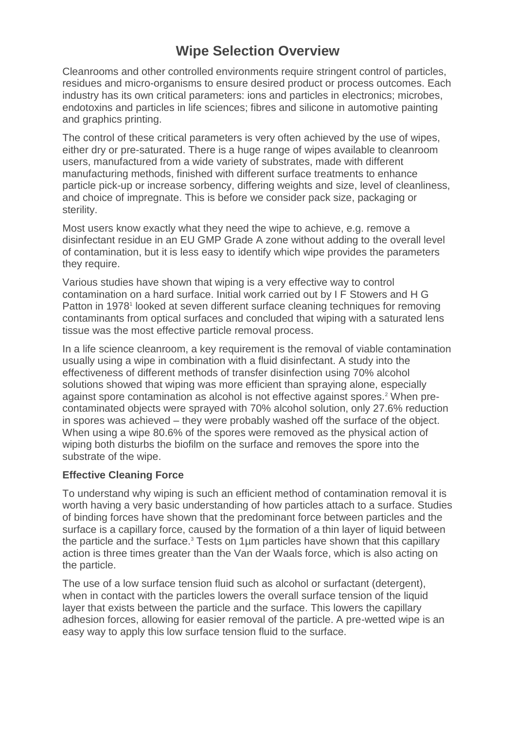# Wipe Selection Overview

Cleanrooms and other controlled environments require stringent control of particles, residues and micro-organisms to ensure desired product or process outcomes. Each industry has its own critical parameters: ions and particles in electronics; microbes, endotoxins and particles in life sciences; fibres and silicone in automotive painting and graphics printing.

The control of these critical parameters is very often achieved by the use of wipes, either dry or pre-saturated. There is a huge range of wipes available to cleanroom users, manufactured from a wide variety of substrates, made with different manufacturing methods, finished with different surface treatments to enhance particle pick-up or increase sorbency, differing weights and size, level of cleanliness, and choice of impregnate. This is before we consider pack size, packaging or sterility.

Most users know exactly what they need the wipe to achieve, e.g. remove a disinfectant residue in an EU GMP Grade A zone without adding to the overall level of contamination, but it is less easy to identify which wipe provides the parameters they require.

Various studies have shown that wiping is a very effective way to control contamination on a hard surface. Initial work carried out by I F Stowers and H G Patton in 1978[1] looked at seven different surface cleaning techniques for removing contaminants from optical surfaces and concluded that wiping with a saturated lens tissue was the most effective particle removal process.

In a life science cleanroom, a key requirement is the removal of viable contamination usually using a wipe in combination with a fluid disinfectant. A study into the effectiveness of different methods of transfer disinfection using 70% alcohol solutions showed that wiping was more efficient than spraying alone, especially against spore contamination as alcohol is not effective against spores.[2] When pre-contaminated objects were sprayed with 70% alcohol solution, only 27.6% reduction in spores was achieved – they were probably washed off the surface of the object. When using a wipe 80.6% of the spores were removed as the physical action of wiping both disturbs the biofilm on the surface and removes the spore into the substrate of the wipe.

**Effective Cleaning Force**

To understand why wiping is such an efficient method of contamination removal it is worth having a very basic understanding of how particles attach to a surface. Studies of binding forces have shown that the predominant force between particles and the surface is a capillary force, caused by the formation of a thin layer of liquid between the particle and the surface.[3] Tests on 1µm particles have shown that this capillary action is three times greater than the Van der Waals force, which is also acting on the particle.

The use of a low surface tension fluid such as alcohol or surfactant (detergent), when in contact with the particles lowers the overall surface tension of the liquid layer that exists between the particle and the surface. This lowers the capillary adhesion forces, allowing for easier removal of the particle. A pre-wetted wipe is an easy way to apply this low surface tension fluid to the surface.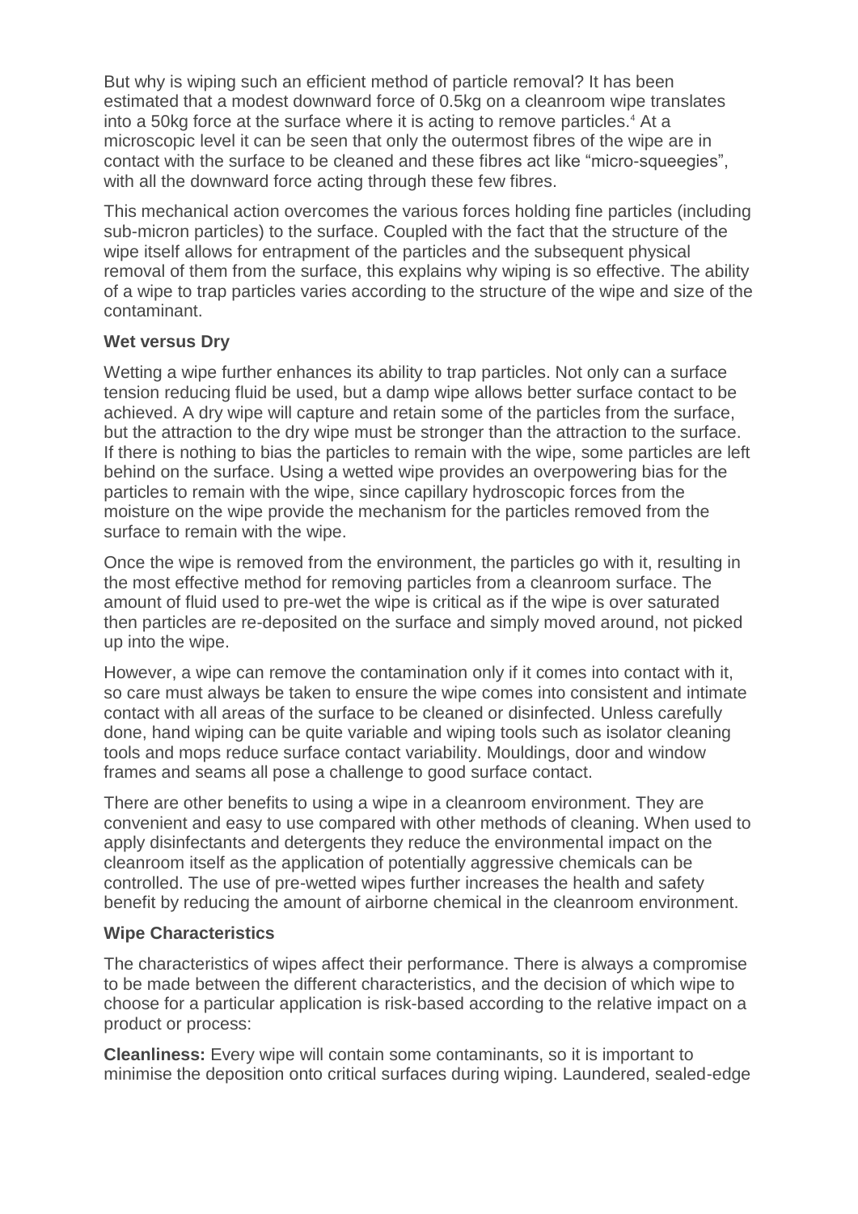But why is wiping such an efficient method of particle removal? It has been estimated that a modest downward force of 0.5kg on a cleanroom wipe translates into a 50kg force at the surface where it is acting to remove particles.[4] At a microscopic level it can be seen that only the outermost fibres of the wipe are in contact with the surface to be cleaned and these fibres act like “micro-squeegies”, with all the downward force acting through these few fibres.

This mechanical action overcomes the various forces holding fine particles (including sub-micron particles) to the surface. Coupled with the fact that the structure of the wipe itself allows for entrapment of the particles and the subsequent physical removal of them from the surface, this explains why wiping is so effective. The ability of a wipe to trap particles varies according to the structure of the wipe and size of the contaminant.

**Wet versus Dry**

Wetting a wipe further enhances its ability to trap particles. Not only can a surface tension reducing fluid be used, but a damp wipe allows better surface contact to be achieved. A dry wipe will capture and retain some of the particles from the surface, but the attraction to the dry wipe must be stronger than the attraction to the surface. If there is nothing to bias the particles to remain with the wipe, some particles are left behind on the surface. Using a wetted wipe provides an overpowering bias for the particles to remain with the wipe, since capillary hydroscopic forces from the moisture on the wipe provide the mechanism for the particles removed from the surface to remain with the wipe.

Once the wipe is removed from the environment, the particles go with it, resulting in the most effective method for removing particles from a cleanroom surface. The amount of fluid used to pre-wet the wipe is critical as if the wipe is over saturated then particles are re-deposited on the surface and simply moved around, not picked up into the wipe.

However, a wipe can remove the contamination only if it comes into contact with it, so care must always be taken to ensure the wipe comes into consistent and intimate contact with all areas of the surface to be cleaned or disinfected. Unless carefully done, hand wiping can be quite variable and wiping tools such as isolator cleaning tools and mops reduce surface contact variability. Mouldings, door and window frames and seams all pose a challenge to good surface contact.

There are other benefits to using a wipe in a cleanroom environment. They are convenient and easy to use compared with other methods of cleaning. When used to apply disinfectants and detergents they reduce the environmental impact on the cleanroom itself as the application of potentially aggressive chemicals can be controlled. The use of pre-wetted wipes further increases the health and safety benefit by reducing the amount of airborne chemical in the cleanroom environment.

**Wipe Characteristics**

The characteristics of wipes affect their performance. There is always a compromise to be made between the different characteristics, and the decision of which wipe to choose for a particular application is risk-based according to the relative impact on a product or process:

**Cleanliness:** Every wipe will contain some contaminants, so it is important to minimise the deposition onto critical surfaces during wiping. Laundered, sealed-edge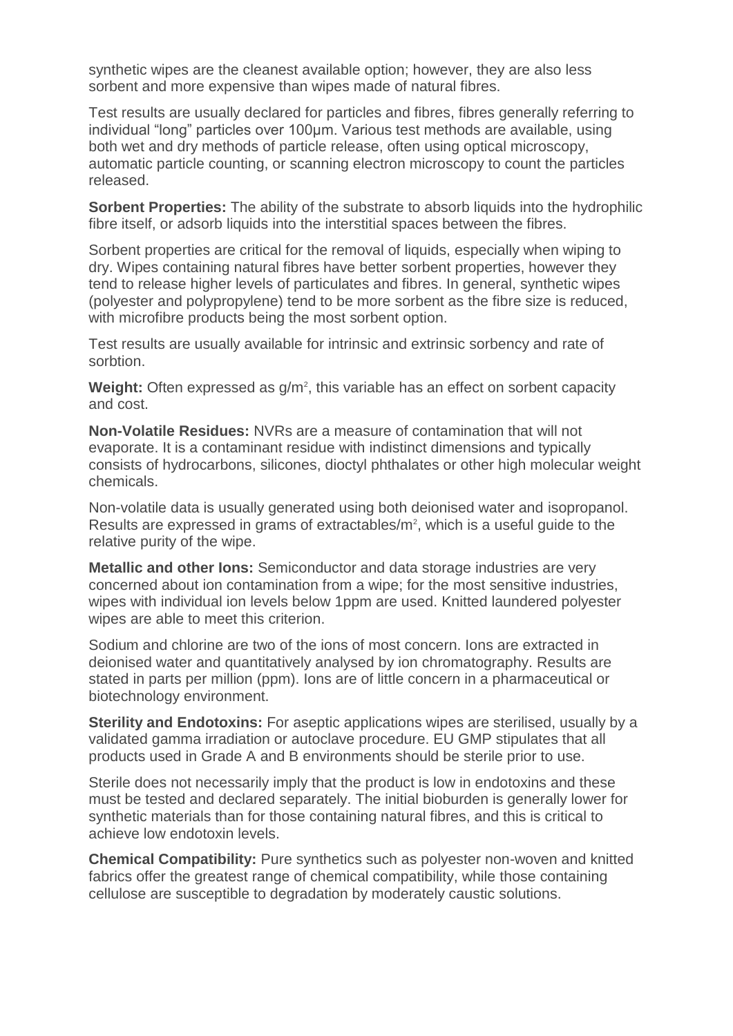synthetic wipes are the cleanest available option; however, they are also less sorbent and more expensive than wipes made of natural fibres.

Test results are usually declared for particles and fibres, fibres generally referring to individual "long" particles over 100μm. Various test methods are available, using both wet and dry methods of particle release, often using optical microscopy, automatic particle counting, or scanning electron microscopy to count the particles released.

**Sorbent Properties:** The ability of the substrate to absorb liquids into the hydrophilic fibre itself, or adsorb liquids into the interstitial spaces between the fibres.

Sorbent properties are critical for the removal of liquids, especially when wiping to dry. Wipes containing natural fibres have better sorbent properties, however they tend to release higher levels of particulates and fibres. In general, synthetic wipes (polyester and polypropylene) tend to be more sorbent as the fibre size is reduced, with microfibre products being the most sorbent option.

Test results are usually available for intrinsic and extrinsic sorbency and rate of sorbtion.

**Weight:** Often expressed as $g/m^2$, this variable has an effect on sorbent capacity and cost.

**Non-Volatile Residues:** NVRs are a measure of contamination that will not evaporate. It is a contaminant residue with indistinct dimensions and typically consists of hydrocarbons, silicones, dioctyl phthalates or other high molecular weight chemicals.

Non-volatile data is usually generated using both deionised water and isopropanol. Results are expressed in grams of extractables/$m^2$, which is a useful guide to the relative purity of the wipe.

**Metallic and other Ions:** Semiconductor and data storage industries are very concerned about ion contamination from a wipe; for the most sensitive industries, wipes with individual ion levels below 1ppm are used. Knitted laundered polyester wipes are able to meet this criterion.

Sodium and chlorine are two of the ions of most concern. Ions are extracted in deionised water and quantitatively analysed by ion chromatography. Results are stated in parts per million (ppm). Ions are of little concern in a pharmaceutical or biotechnology environment.

**Sterility and Endotoxins:** For aseptic applications wipes are sterilised, usually by a validated gamma irradiation or autoclave procedure. EU GMP stipulates that all products used in Grade A and B environments should be sterile prior to use.

Sterile does not necessarily imply that the product is low in endotoxins and these must be tested and declared separately. The initial bioburden is generally lower for synthetic materials than for those containing natural fibres, and this is critical to achieve low endotoxin levels.

**Chemical Compatibility:** Pure synthetics such as polyester non-woven and knitted fabrics offer the greatest range of chemical compatibility, while those containing cellulose are susceptible to degradation by moderately caustic solutions.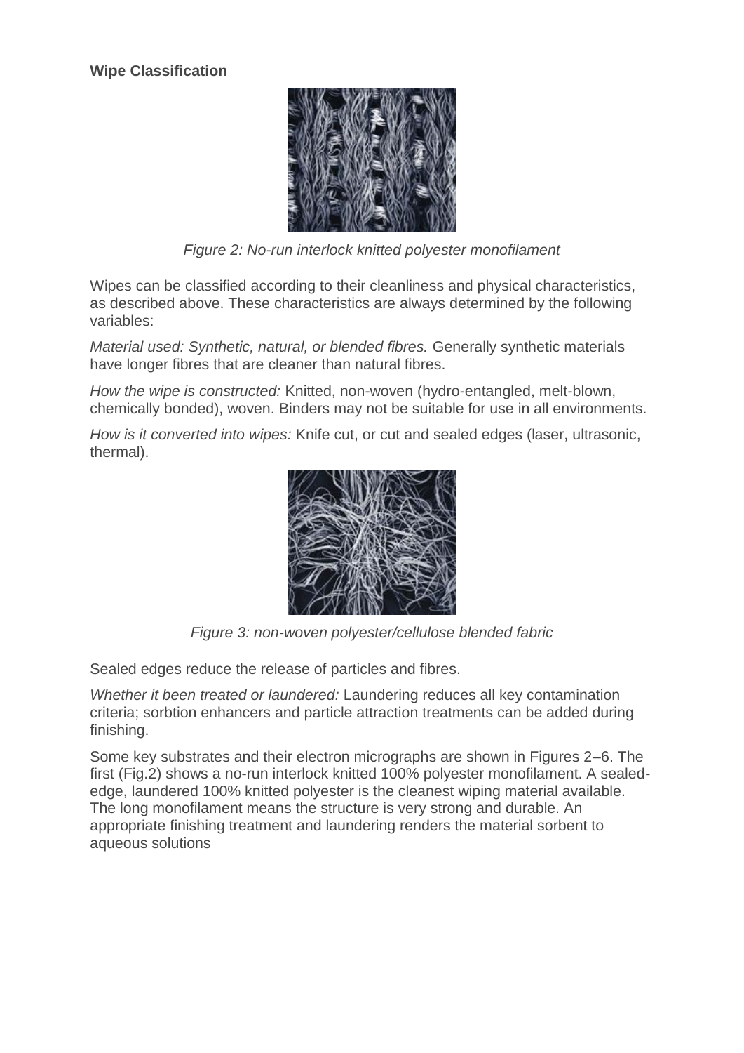**Wipe Classification**

*Figure 2: No-run interlock knitted polyester monofilament*

Wipes can be classified according to their cleanliness and physical characteristics, as described above. These characteristics are always determined by the following variables:

*Material used: Synthetic, natural, or blended fibres.* Generally synthetic materials have longer fibres that are cleaner than natural fibres.

*How the wipe is constructed:* Knitted, non-woven (hydro-entangled, melt-blown, chemically bonded), woven. Binders may not be suitable for use in all environments.

*How is it converted into wipes:* Knife cut, or cut and sealed edges (laser, ultrasonic, thermal).

*Figure 3: non-woven polyester/cellulose blended fabric*

Sealed edges reduce the release of particles and fibres.

*Whether it been treated or laundered:* Laundering reduces all key contamination criteria; sorbtion enhancers and particle attraction treatments can be added during finishing.

Some key substrates and their electron micrographs are shown in Figures 2–6. The first (Fig.2) shows a no-run interlock knitted 100% polyester monofilament. A sealed-edge, laundered 100% knitted polyester is the cleanest wiping material available. The long monofilament means the structure is very strong and durable. An appropriate finishing treatment and laundering renders the material sorbent to aqueous solutions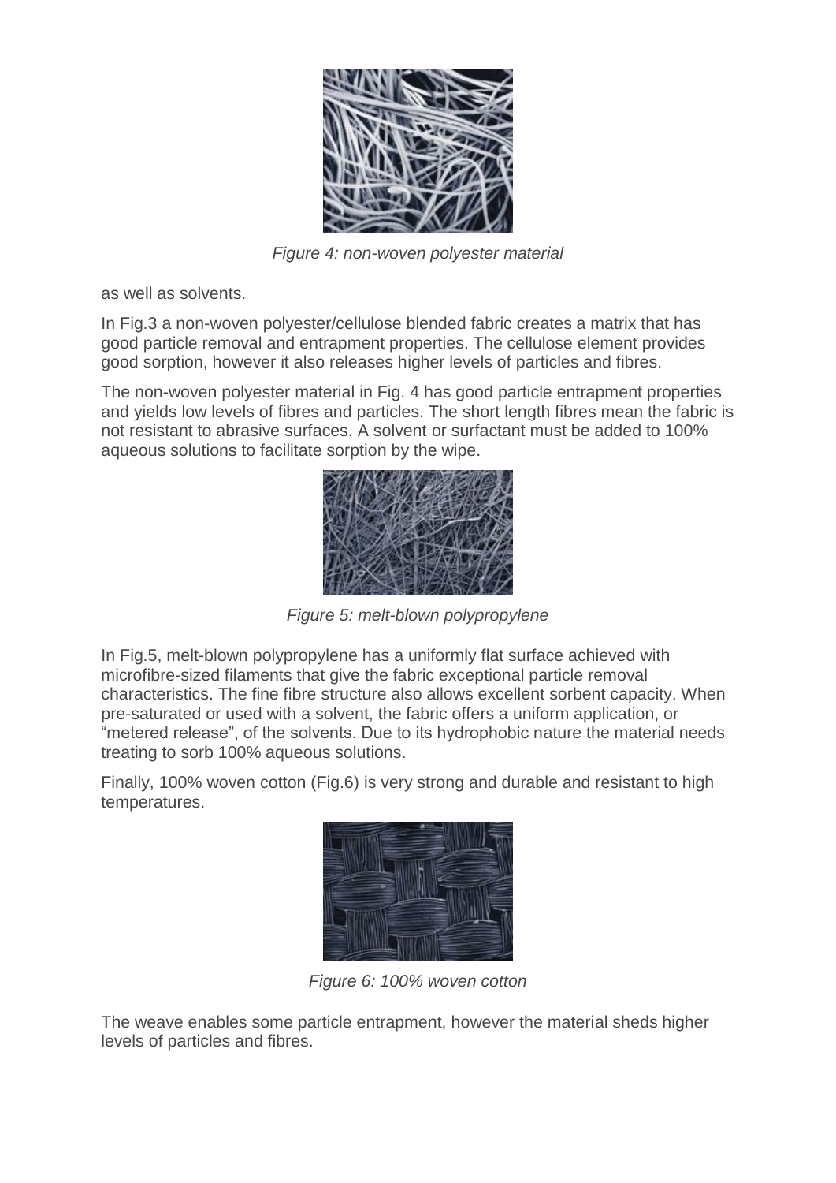*Figure 4: non-woven polyester material*

as well as solvents.

In Fig.3 a non-woven polyester/cellulose blended fabric creates a matrix that has good particle removal and entrapment properties. The cellulose element provides good sorption, however it also releases higher levels of particles and fibres.

The non-woven polyester material in Fig. 4 has good particle entrapment properties and yields low levels of fibres and particles. The short length fibres mean the fabric is not resistant to abrasive surfaces. A solvent or surfactant must be added to 100% aqueous solutions to facilitate sorption by the wipe.

*Figure 5: melt-blown polypropylene*

In Fig.5, melt-blown polypropylene has a uniformly flat surface achieved with microfibre-sized filaments that give the fabric exceptional particle removal characteristics. The fine fibre structure also allows excellent sorbent capacity. When pre-saturated or used with a solvent, the fabric offers a uniform application, or "metered release", of the solvents. Due to its hydrophobic nature the material needs treating to sorb 100% aqueous solutions.

Finally, 100% woven cotton (Fig.6) is very strong and durable and resistant to high temperatures.

*Figure 6: 100% woven cotton*

The weave enables some particle entrapment, however the material sheds higher levels of particles and fibres.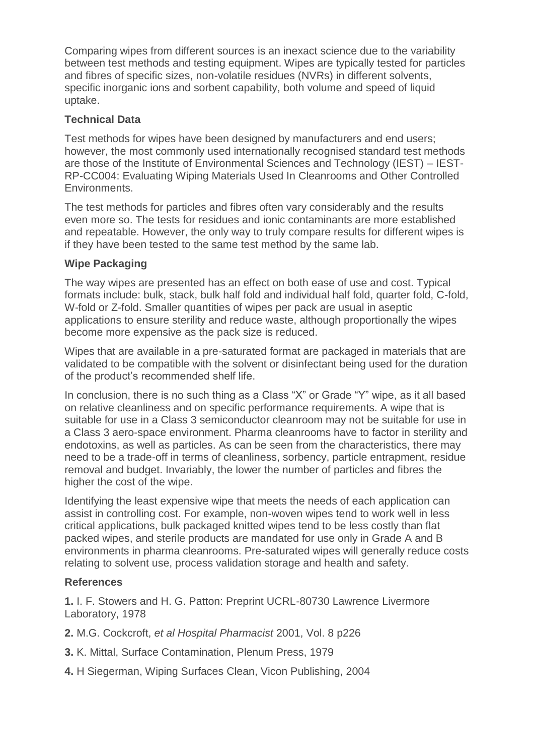Comparing wipes from different sources is an inexact science due to the variability between test methods and testing equipment. Wipes are typically tested for particles and fibres of specific sizes, non-volatile residues (NVRs) in different solvents, specific inorganic ions and sorbent capability, both volume and speed of liquid uptake.

**Technical Data**

Test methods for wipes have been designed by manufacturers and end users; however, the most commonly used internationally recognised standard test methods are those of the Institute of Environmental Sciences and Technology (IEST) – IEST-RP-CC004: Evaluating Wiping Materials Used In Cleanrooms and Other Controlled Environments.

The test methods for particles and fibres often vary considerably and the results even more so. The tests for residues and ionic contaminants are more established and repeatable. However, the only way to truly compare results for different wipes is if they have been tested to the same test method by the same lab.

**Wipe Packaging**

The way wipes are presented has an effect on both ease of use and cost. Typical formats include: bulk, stack, bulk half fold and individual half fold, quarter fold, C-fold, W-fold or Z-fold. Smaller quantities of wipes per pack are usual in aseptic applications to ensure sterility and reduce waste, although proportionally the wipes become more expensive as the pack size is reduced.

Wipes that are available in a pre-saturated format are packaged in materials that are validated to be compatible with the solvent or disinfectant being used for the duration of the product's recommended shelf life.

In conclusion, there is no such thing as a Class "X" or Grade "Y" wipe, as it all based on relative cleanliness and on specific performance requirements. A wipe that is suitable for use in a Class 3 semiconductor cleanroom may not be suitable for use in a Class 3 aero-space environment. Pharma cleanrooms have to factor in sterility and endotoxins, as well as particles. As can be seen from the characteristics, there may need to be a trade-off in terms of cleanliness, sorbency, particle entrapment, residue removal and budget. Invariably, the lower the number of particles and fibres the higher the cost of the wipe.

Identifying the least expensive wipe that meets the needs of each application can assist in controlling cost. For example, non-woven wipes tend to work well in less critical applications, bulk packaged knitted wipes tend to be less costly than flat packed wipes, and sterile products are mandated for use only in Grade A and B environments in pharma cleanrooms. Pre-saturated wipes will generally reduce costs relating to solvent use, process validation storage and health and safety.

**References**

**1.** I. F. Stowers and H. G. Patton: Preprint UCRL-80730 Lawrence Livermore Laboratory, 1978

**2.** M.G. Cockcroft, *et al Hospital Pharmacist* 2001, Vol. 8 p226

**3.** K. Mittal, Surface Contamination, Plenum Press, 1979

**4.** H Siegerman, Wiping Surfaces Clean, Vicon Publishing, 2004